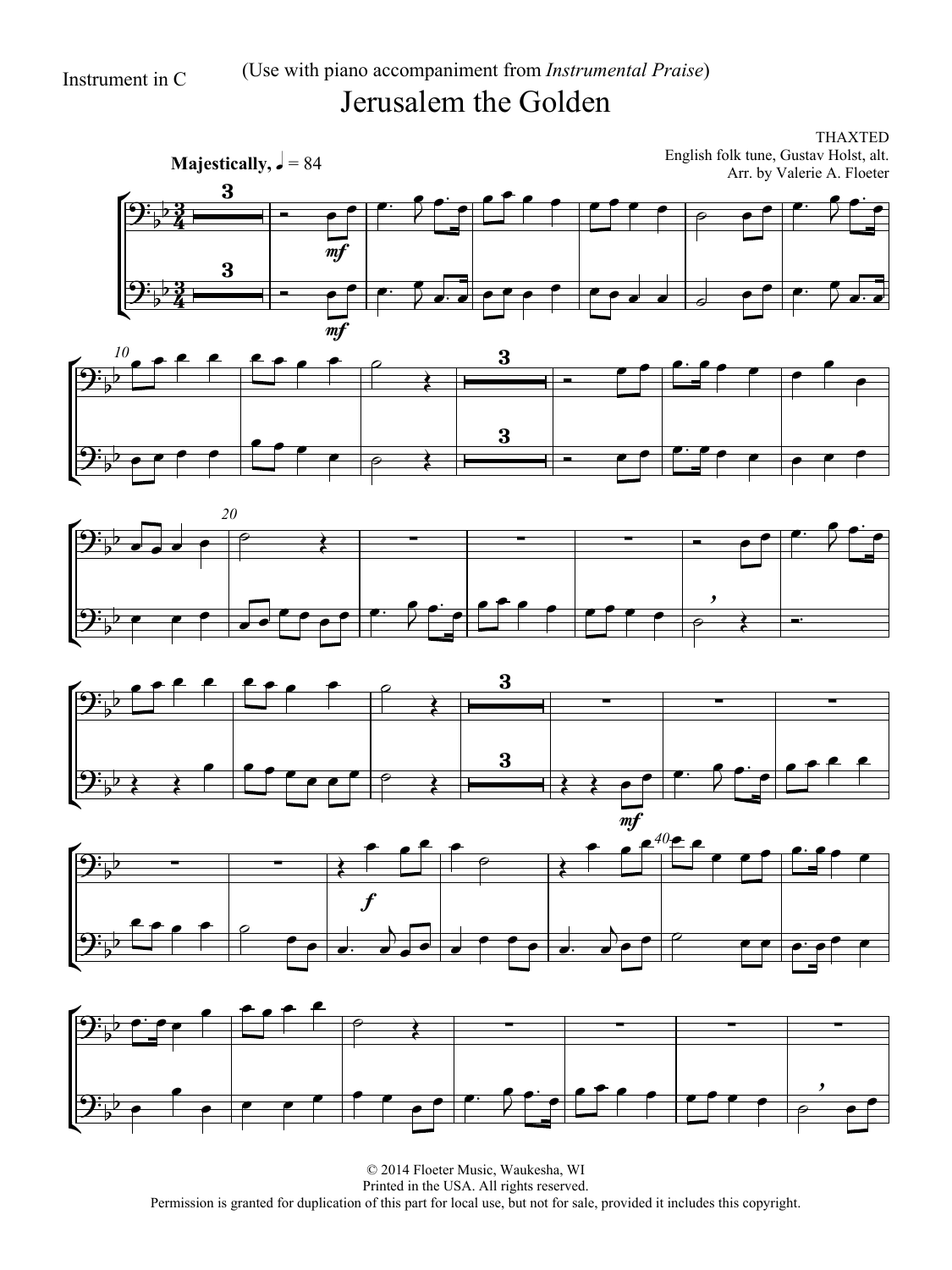Instrument in C

(Use with piano accompaniment from *Instrumental Praise*)

# Jerusalem the Golden

THAXTED
English folk tune, Gustav Holst, alt.
Arr. by Valerie A. Floeter

**Majestically,** ♩ = 84

© 2014 Floeter Music, Waukesha, WI
Printed in the USA. All rights reserved.
Permission is granted for duplication of this part for local use, but not for sale, provided it includes this copyright.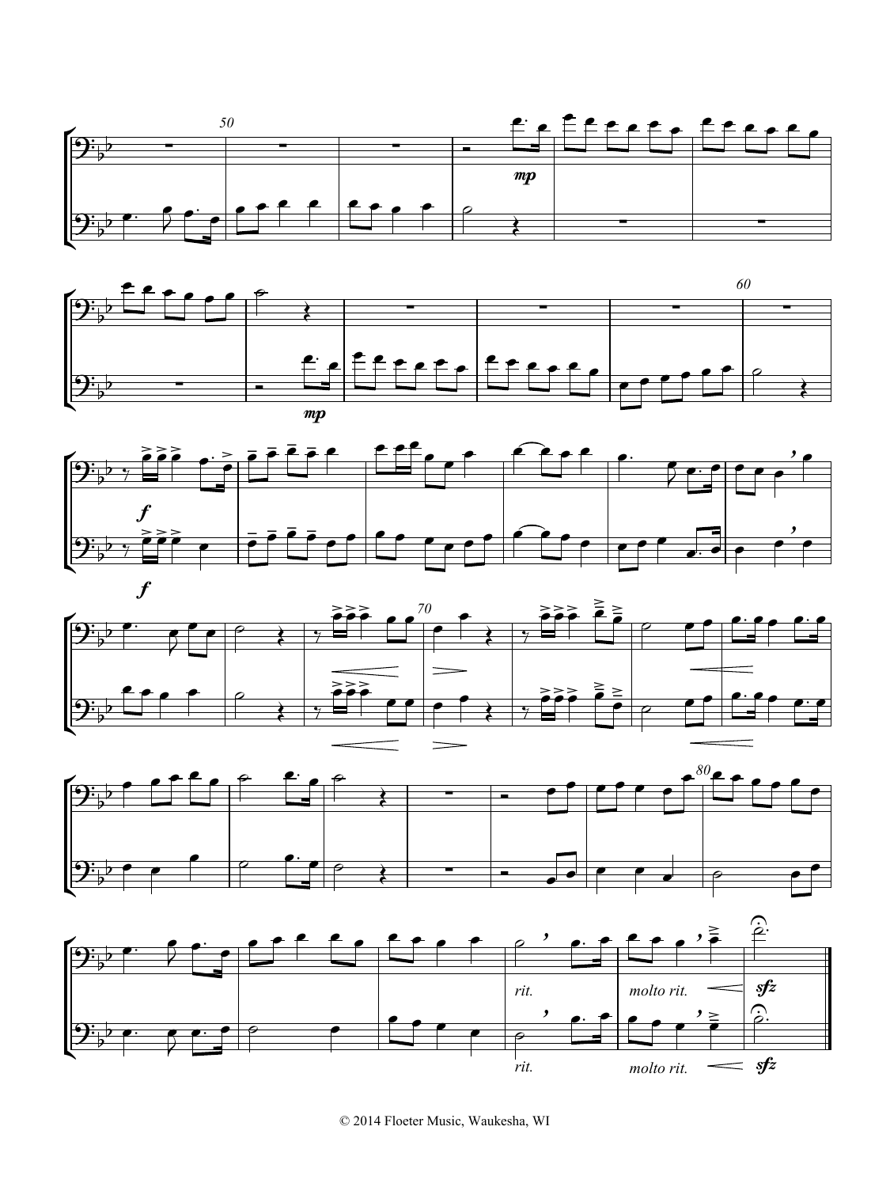© 2014 Floeter Music, Waukesha, WI